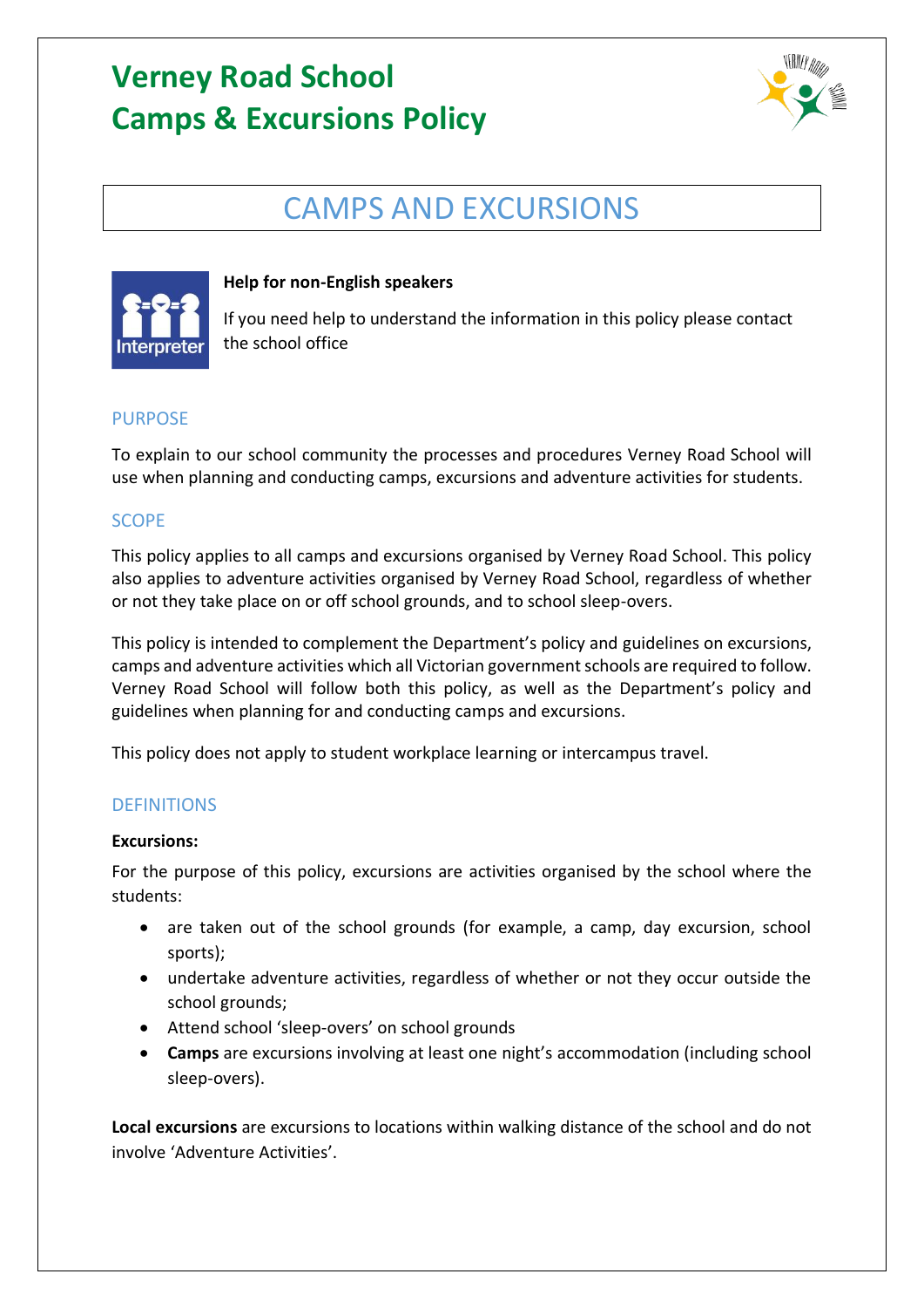# Verney Road School
# Camps & Excursions Policy

## CAMPS AND EXCURSIONS

**Help for non-English speakers**

If you need help to understand the information in this policy please contact the school office

### PURPOSE

To explain to our school community the processes and procedures Verney Road School will use when planning and conducting camps, excursions and adventure activities for students.

### SCOPE

This policy applies to all camps and excursions organised by Verney Road School. This policy also applies to adventure activities organised by Verney Road School, regardless of whether or not they take place on or off school grounds, and to school sleep-overs.

This policy is intended to complement the Department's policy and guidelines on excursions, camps and adventure activities which all Victorian government schools are required to follow. Verney Road School will follow both this policy, as well as the Department's policy and guidelines when planning for and conducting camps and excursions.

This policy does not apply to student workplace learning or intercampus travel.

### DEFINITIONS

**Excursions:**

For the purpose of this policy, excursions are activities organised by the school where the students:

- are taken out of the school grounds (for example, a camp, day excursion, school sports);
- undertake adventure activities, regardless of whether or not they occur outside the school grounds;
- Attend school 'sleep-overs' on school grounds
- **Camps** are excursions involving at least one night's accommodation (including school sleep-overs).

**Local excursions** are excursions to locations within walking distance of the school and do not involve 'Adventure Activities'.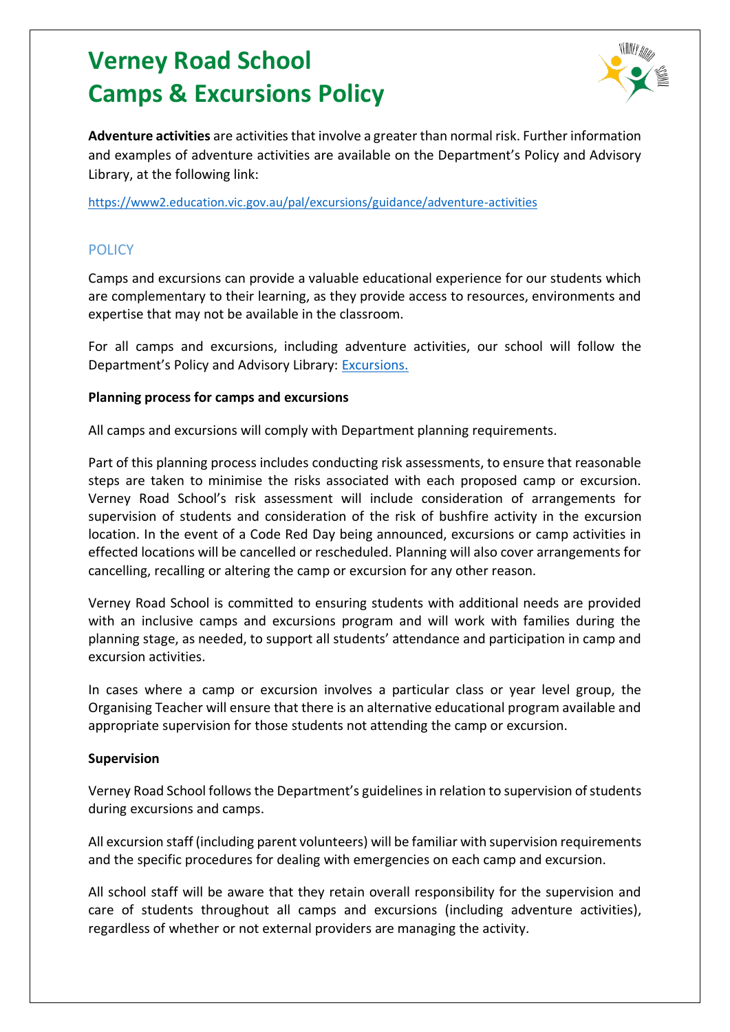# Verney Road School
# Camps & Excursions Policy

**Adventure activities** are activities that involve a greater than normal risk. Further information and examples of adventure activities are available on the Department's Policy and Advisory Library, at the following link:

https://www2.education.vic.gov.au/pal/excursions/guidance/adventure-activities

## POLICY

Camps and excursions can provide a valuable educational experience for our students which are complementary to their learning, as they provide access to resources, environments and expertise that may not be available in the classroom.

For all camps and excursions, including adventure activities, our school will follow the Department's Policy and Advisory Library: Excursions.

**Planning process for camps and excursions**

All camps and excursions will comply with Department planning requirements.

Part of this planning process includes conducting risk assessments, to ensure that reasonable steps are taken to minimise the risks associated with each proposed camp or excursion. Verney Road School's risk assessment will include consideration of arrangements for supervision of students and consideration of the risk of bushfire activity in the excursion location. In the event of a Code Red Day being announced, excursions or camp activities in effected locations will be cancelled or rescheduled. Planning will also cover arrangements for cancelling, recalling or altering the camp or excursion for any other reason.

Verney Road School is committed to ensuring students with additional needs are provided with an inclusive camps and excursions program and will work with families during the planning stage, as needed, to support all students' attendance and participation in camp and excursion activities.

In cases where a camp or excursion involves a particular class or year level group, the Organising Teacher will ensure that there is an alternative educational program available and appropriate supervision for those students not attending the camp or excursion.

**Supervision**

Verney Road School follows the Department's guidelines in relation to supervision of students during excursions and camps.

All excursion staff (including parent volunteers) will be familiar with supervision requirements and the specific procedures for dealing with emergencies on each camp and excursion.

All school staff will be aware that they retain overall responsibility for the supervision and care of students throughout all camps and excursions (including adventure activities), regardless of whether or not external providers are managing the activity.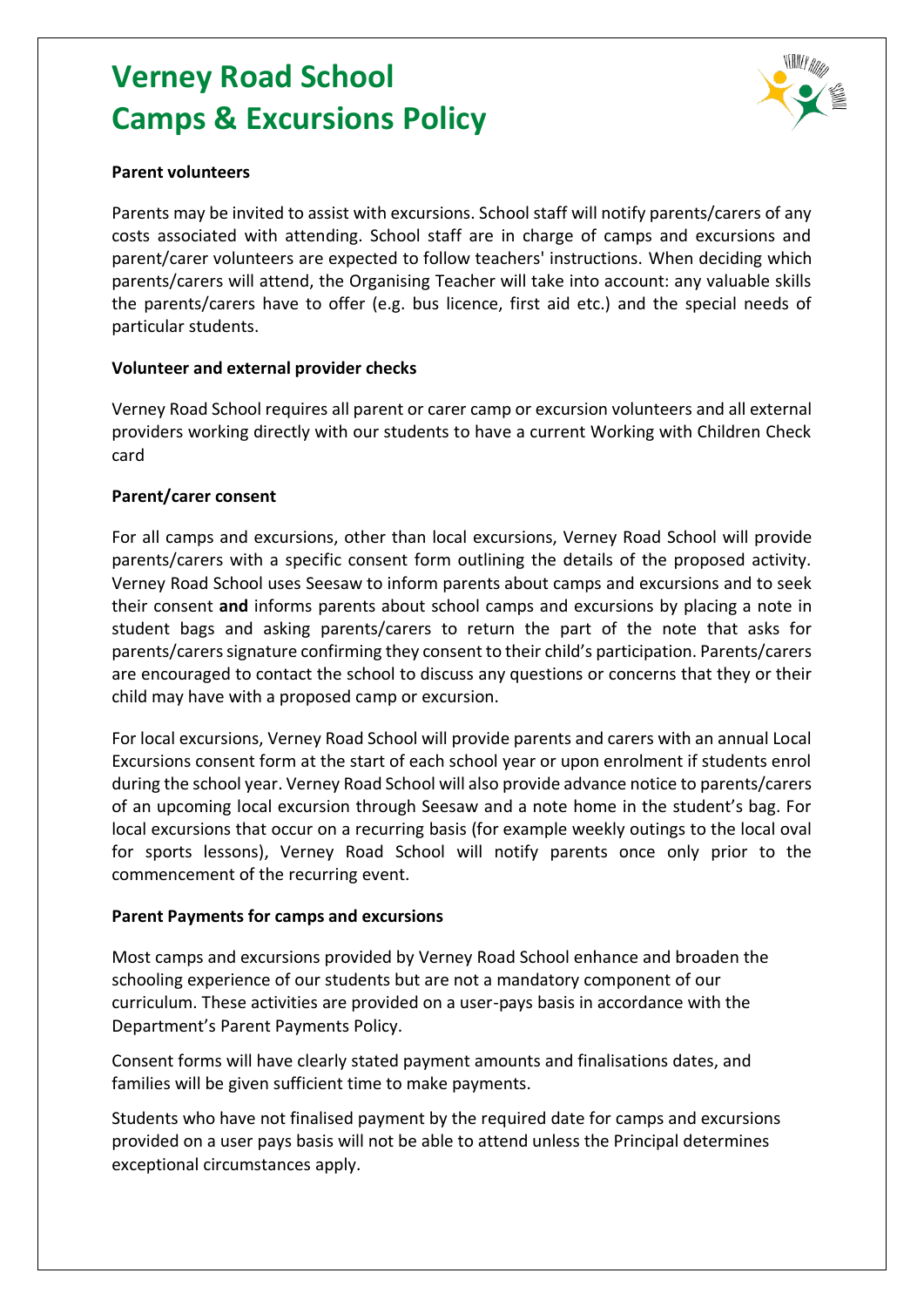# Verney Road School
# Camps & Excursions Policy

**Parent volunteers**

Parents may be invited to assist with excursions. School staff will notify parents/carers of any costs associated with attending. School staff are in charge of camps and excursions and parent/carer volunteers are expected to follow teachers' instructions. When deciding which parents/carers will attend, the Organising Teacher will take into account: any valuable skills the parents/carers have to offer (e.g. bus licence, first aid etc.) and the special needs of particular students.

**Volunteer and external provider checks**

Verney Road School requires all parent or carer camp or excursion volunteers and all external providers working directly with our students to have a current Working with Children Check card

**Parent/carer consent**

For all camps and excursions, other than local excursions, Verney Road School will provide parents/carers with a specific consent form outlining the details of the proposed activity. Verney Road School uses Seesaw to inform parents about camps and excursions and to seek their consent **and** informs parents about school camps and excursions by placing a note in student bags and asking parents/carers to return the part of the note that asks for parents/carers signature confirming they consent to their child's participation. Parents/carers are encouraged to contact the school to discuss any questions or concerns that they or their child may have with a proposed camp or excursion.

For local excursions, Verney Road School will provide parents and carers with an annual Local Excursions consent form at the start of each school year or upon enrolment if students enrol during the school year. Verney Road School will also provide advance notice to parents/carers of an upcoming local excursion through Seesaw and a note home in the student's bag. For local excursions that occur on a recurring basis (for example weekly outings to the local oval for sports lessons), Verney Road School will notify parents once only prior to the commencement of the recurring event.

**Parent Payments for camps and excursions**

Most camps and excursions provided by Verney Road School enhance and broaden the schooling experience of our students but are not a mandatory component of our curriculum. These activities are provided on a user-pays basis in accordance with the Department's Parent Payments Policy.

Consent forms will have clearly stated payment amounts and finalisations dates, and families will be given sufficient time to make payments.

Students who have not finalised payment by the required date for camps and excursions provided on a user pays basis will not be able to attend unless the Principal determines exceptional circumstances apply.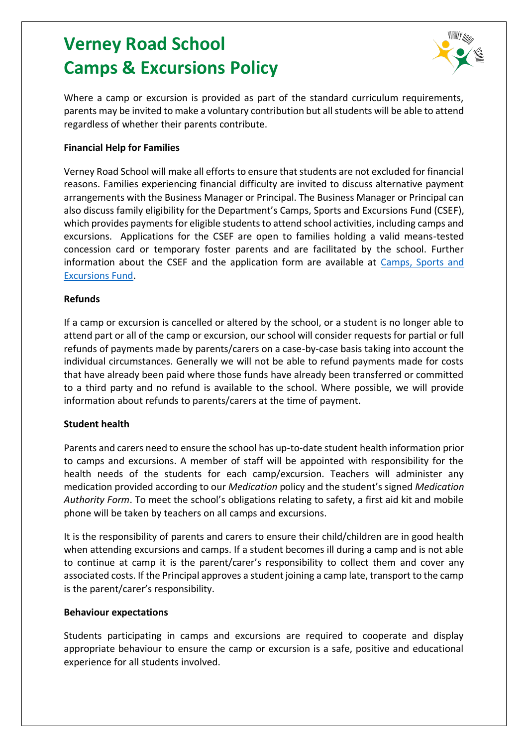# Verney Road School
# Camps & Excursions Policy

Where a camp or excursion is provided as part of the standard curriculum requirements, parents may be invited to make a voluntary contribution but all students will be able to attend regardless of whether their parents contribute.

**Financial Help for Families**

Verney Road School will make all efforts to ensure that students are not excluded for financial reasons. Families experiencing financial difficulty are invited to discuss alternative payment arrangements with the Business Manager or Principal. The Business Manager or Principal can also discuss family eligibility for the Department's Camps, Sports and Excursions Fund (CSEF), which provides payments for eligible students to attend school activities, including camps and excursions. Applications for the CSEF are open to families holding a valid means-tested concession card or temporary foster parents and are facilitated by the school. Further information about the CSEF and the application form are available at [Camps, Sports and Excursions Fund].

**Refunds**

If a camp or excursion is cancelled or altered by the school, or a student is no longer able to attend part or all of the camp or excursion, our school will consider requests for partial or full refunds of payments made by parents/carers on a case-by-case basis taking into account the individual circumstances. Generally we will not be able to refund payments made for costs that have already been paid where those funds have already been transferred or committed to a third party and no refund is available to the school. Where possible, we will provide information about refunds to parents/carers at the time of payment.

**Student health**

Parents and carers need to ensure the school has up-to-date student health information prior to camps and excursions. A member of staff will be appointed with responsibility for the health needs of the students for each camp/excursion. Teachers will administer any medication provided according to our *Medication* policy and the student's signed *Medication Authority Form*. To meet the school's obligations relating to safety, a first aid kit and mobile phone will be taken by teachers on all camps and excursions.

It is the responsibility of parents and carers to ensure their child/children are in good health when attending excursions and camps. If a student becomes ill during a camp and is not able to continue at camp it is the parent/carer's responsibility to collect them and cover any associated costs. If the Principal approves a student joining a camp late, transport to the camp is the parent/carer's responsibility.

**Behaviour expectations**

Students participating in camps and excursions are required to cooperate and display appropriate behaviour to ensure the camp or excursion is a safe, positive and educational experience for all students involved.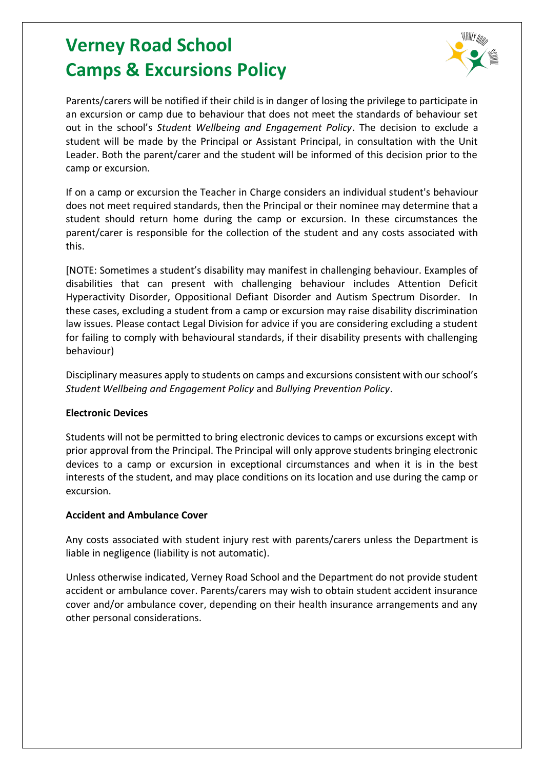Parents/carers will be notified if their child is in danger of losing the privilege to participate in an excursion or camp due to behaviour that does not meet the standards of behaviour set out in the school's *Student Wellbeing and Engagement Policy*. The decision to exclude a student will be made by the Principal or Assistant Principal, in consultation with the Unit Leader. Both the parent/carer and the student will be informed of this decision prior to the camp or excursion.

If on a camp or excursion the Teacher in Charge considers an individual student's behaviour does not meet required standards, then the Principal or their nominee may determine that a student should return home during the camp or excursion. In these circumstances the parent/carer is responsible for the collection of the student and any costs associated with this.

[NOTE: Sometimes a student's disability may manifest in challenging behaviour. Examples of disabilities that can present with challenging behaviour includes Attention Deficit Hyperactivity Disorder, Oppositional Defiant Disorder and Autism Spectrum Disorder. In these cases, excluding a student from a camp or excursion may raise disability discrimination law issues. Please contact Legal Division for advice if you are considering excluding a student for failing to comply with behavioural standards, if their disability presents with challenging behaviour)

Disciplinary measures apply to students on camps and excursions consistent with our school's *Student Wellbeing and Engagement Policy* and *Bullying Prevention Policy*.

**Electronic Devices**

Students will not be permitted to bring electronic devices to camps or excursions except with prior approval from the Principal. The Principal will only approve students bringing electronic devices to a camp or excursion in exceptional circumstances and when it is in the best interests of the student, and may place conditions on its location and use during the camp or excursion.

**Accident and Ambulance Cover**

Any costs associated with student injury rest with parents/carers unless the Department is liable in negligence (liability is not automatic).

Unless otherwise indicated, Verney Road School and the Department do not provide student accident or ambulance cover. Parents/carers may wish to obtain student accident insurance cover and/or ambulance cover, depending on their health insurance arrangements and any other personal considerations.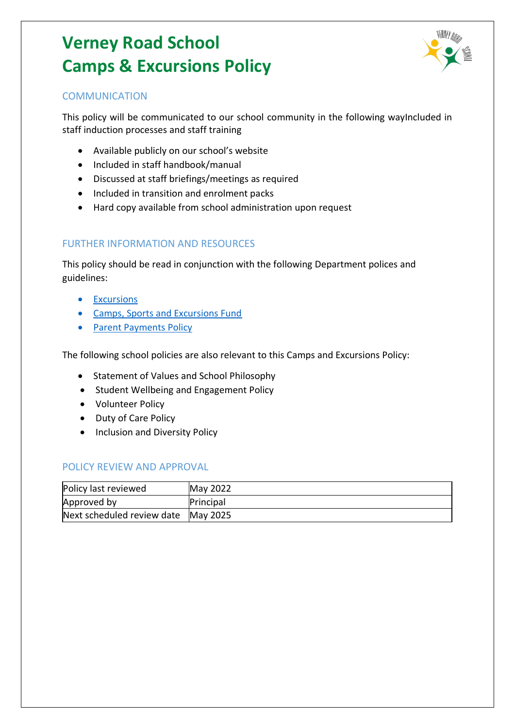# Verney Road School
# Camps & Excursions Policy

## COMMUNICATION

This policy will be communicated to our school community in the following wayIncluded in staff induction processes and staff training

- Available publicly on our school's website
- Included in staff handbook/manual
- Discussed at staff briefings/meetings as required
- Included in transition and enrolment packs
- Hard copy available from school administration upon request

## FURTHER INFORMATION AND RESOURCES

This policy should be read in conjunction with the following Department polices and guidelines:

- Excursions
- Camps, Sports and Excursions Fund
- Parent Payments Policy

The following school policies are also relevant to this Camps and Excursions Policy:

- Statement of Values and School Philosophy
- Student Wellbeing and Engagement Policy
- Volunteer Policy
- Duty of Care Policy
- Inclusion and Diversity Policy

## POLICY REVIEW AND APPROVAL

| | |
|---|---|
| Policy last reviewed | May 2022 |
| Approved by | Principal |
| Next scheduled review date | May 2025 |